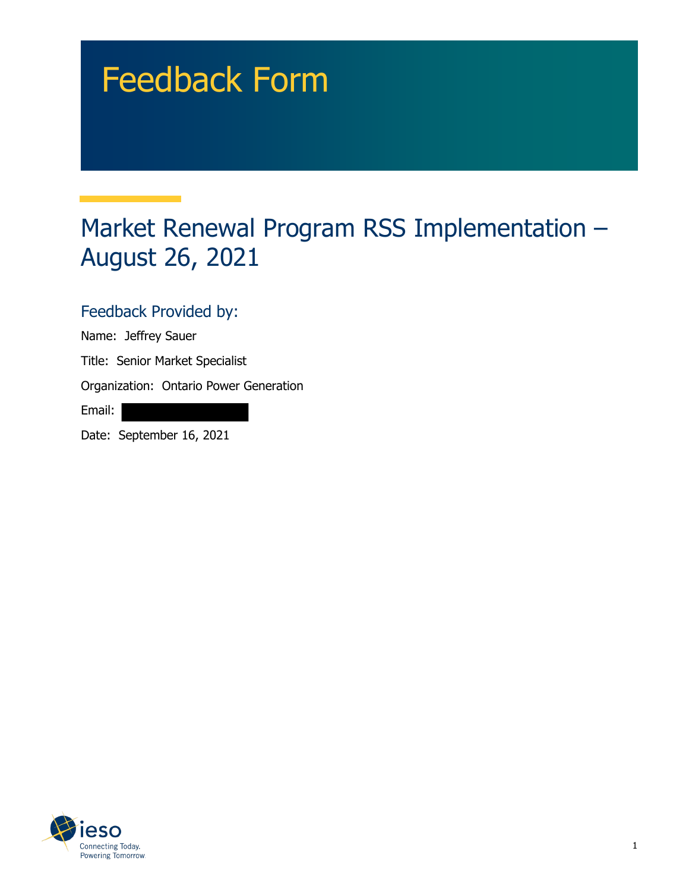# Feedback Form

## Market Renewal Program RSS Implementation – August 26, 2021

### Feedback Provided by:

Name: Jeffrey Sauer

Title: Senior Market Specialist

Organization: Ontario Power Generation

Email:

Date: September 16, 2021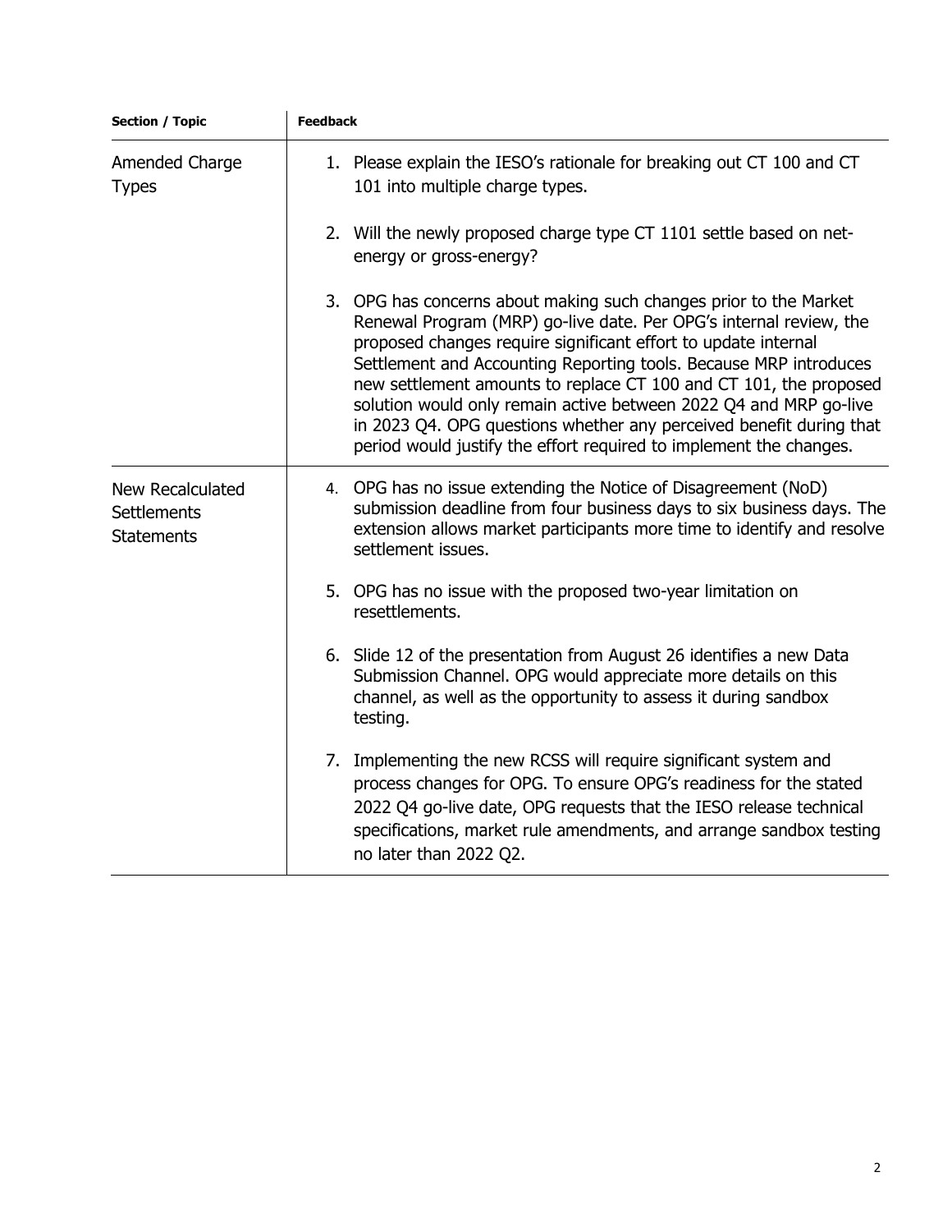| Section / Topic | Feedback |
|---|---|
| Amended Charge Types | 1. Please explain the IESO's rationale for breaking out CT 100 and CT 101 into multiple charge types.<br><br>2. Will the newly proposed charge type CT 1101 settle based on net-energy or gross-energy?<br><br>3. OPG has concerns about making such changes prior to the Market Renewal Program (MRP) go-live date. Per OPG's internal review, the proposed changes require significant effort to update internal Settlement and Accounting Reporting tools. Because MRP introduces new settlement amounts to replace CT 100 and CT 101, the proposed solution would only remain active between 2022 Q4 and MRP go-live in 2023 Q4. OPG questions whether any perceived benefit during that period would justify the effort required to implement the changes. |
| New Recalculated Settlements Statements | 4. OPG has no issue extending the Notice of Disagreement (NoD) submission deadline from four business days to six business days. The extension allows market participants more time to identify and resolve settlement issues.<br><br>5. OPG has no issue with the proposed two-year limitation on resettlements.<br><br>6. Slide 12 of the presentation from August 26 identifies a new Data Submission Channel. OPG would appreciate more details on this channel, as well as the opportunity to assess it during sandbox testing.<br><br>7. Implementing the new RCSS will require significant system and process changes for OPG. To ensure OPG's readiness for the stated 2022 Q4 go-live date, OPG requests that the IESO release technical specifications, market rule amendments, and arrange sandbox testing no later than 2022 Q2. |